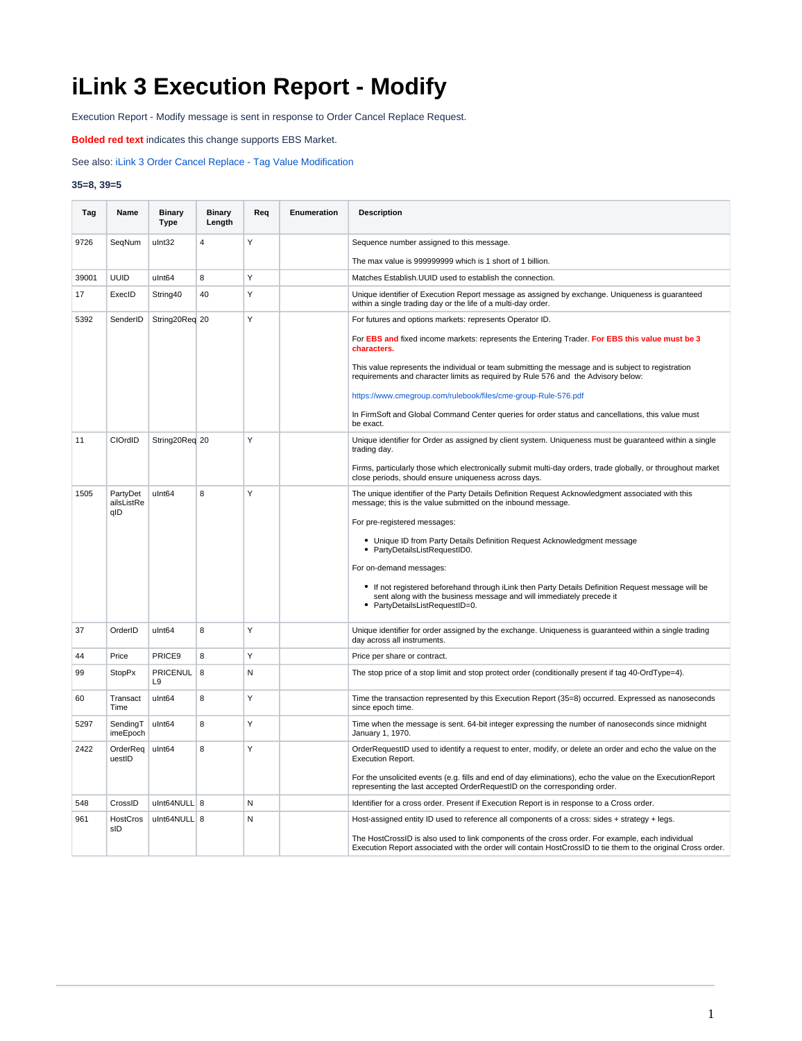# iLink 3 Execution Report - Modify

Execution Report - Modify message is sent in response to Order Cancel Replace Request.

**Bolded red text** indicates this change supports EBS Market.

See also: iLink 3 Order Cancel Replace - Tag Value Modification

**35=8, 39=5**

| Tag | Name | Binary Type | Binary Length | Req | Enumeration | Description |
|---|---|---|---|---|---|---|
| 9726 | SeqNum | uInt32 | 4 | Y | | Sequence number assigned to this message.<br><br>The max value is 999999999 which is 1 short of 1 billion. |
| 39001 | UUID | uInt64 | 8 | Y | | Matches Establish.UUID used to establish the connection. |
| 17 | ExecID | String40 | 40 | Y | | Unique identifier of Execution Report message as assigned by exchange. Uniqueness is guaranteed within a single trading day or the life of a multi-day order. |
| 5392 | SenderID | String20Req | 20 | Y | | For futures and options markets: represents Operator ID.<br><br>For **EBS and** fixed income markets: represents the Entering Trader. **For EBS this value must be 3 characters.**<br><br>This value represents the individual or team submitting the message and is subject to registration requirements and character limits as required by Rule 576 and the Advisory below:<br><br>https://www.cmegroup.com/rulebook/files/cme-group-Rule-576.pdf<br><br>In FirmSoft and Global Command Center queries for order status and cancellations, this value must be exact. |
| 11 | ClOrdID | String20Req | 20 | Y | | Unique identifier for Order as assigned by client system. Uniqueness must be guaranteed within a single trading day.<br><br>Firms, particularly those which electronically submit multi-day orders, trade globally, or throughout market close periods, should ensure uniqueness across days. |
| 1505 | PartyDetailsListReqID | uInt64 | 8 | Y | | The unique identifier of the Party Details Definition Request Acknowledgment associated with this message; this is the value submitted on the inbound message.<br><br>For pre-registered messages:<br><br>• Unique ID from Party Details Definition Request Acknowledgment message<br>• PartyDetailsListRequestID0.<br><br>For on-demand messages:<br><br>• If not registered beforehand through iLink then Party Details Definition Request message will be sent along with the business message and will immediately precede it<br>• PartyDetailsListRequestID=0. |
| 37 | OrderID | uInt64 | 8 | Y | | Unique identifier for order assigned by the exchange. Uniqueness is guaranteed within a single trading day across all instruments. |
| 44 | Price | PRICE9 | 8 | Y | | Price per share or contract. |
| 99 | StopPx | PRICENULL9 | 8 | N | | The stop price of a stop limit and stop protect order (conditionally present if tag 40-OrdType=4). |
| 60 | TransactTime | uInt64 | 8 | Y | | Time the transaction represented by this Execution Report (35=8) occurred. Expressed as nanoseconds since epoch time. |
| 5297 | SendingTimeEpoch | uInt64 | 8 | Y | | Time when the message is sent. 64-bit integer expressing the number of nanoseconds since midnight January 1, 1970. |
| 2422 | OrderRequestID | uInt64 | 8 | Y | | OrderRequestID used to identify a request to enter, modify, or delete an order and echo the value on the Execution Report.<br><br>For the unsolicited events (e.g. fills and end of day eliminations), echo the value on the ExecutionReport representing the last accepted OrderRequestID on the corresponding order. |
| 548 | CrossID | uInt64NULL | 8 | N | | Identifier for a cross order. Present if Execution Report is in response to a Cross order. |
| 961 | HostCrossID | uInt64NULL | 8 | N | | Host-assigned entity ID used to reference all components of a cross: sides + strategy + legs.<br><br>The HostCrossID is also used to link components of the cross order. For example, each individual Execution Report associated with the order will contain HostCrossID to tie them to the original Cross order. |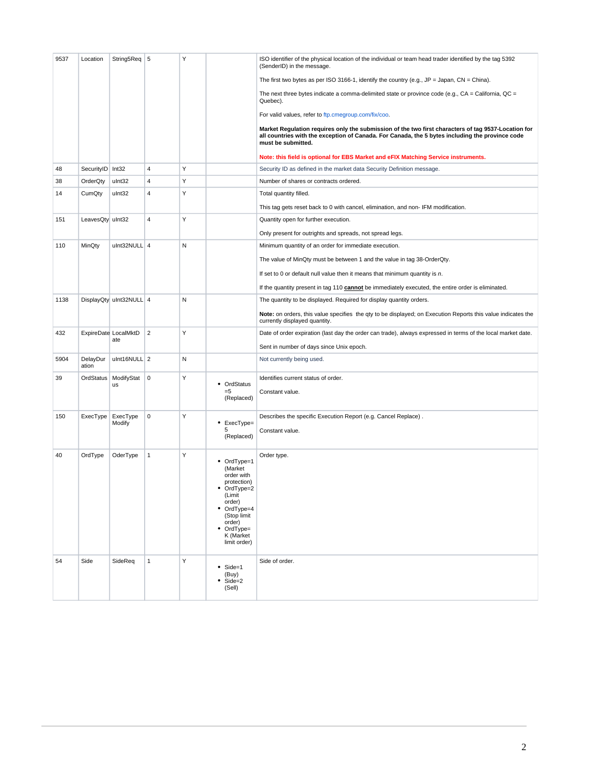| | | | | | | |
|---|---|---|---|---|---|---|
| 9537 | Location | String5Req | 5 | Y | | ISO identifier of the physical location of the individual or team head trader identified by the tag 5392 (SenderID) in the message.<br><br>The first two bytes as per ISO 3166-1, identify the country (e.g., JP = Japan, CN = China).<br><br>The next three bytes indicate a comma-delimited state or province code (e.g., CA = California, QC = Quebec).<br><br>For valid values, refer to ftp.cmegroup.com/fix/coo.<br><br>**Market Regulation requires only the submission of the two first characters of tag 9537-Location for all countries with the exception of Canada. For Canada, the 5 bytes including the province code must be submitted.**<br><br>**Note: this field is optional for EBS Market and eFIX Matching Service instruments.** |
| 48 | SecurityID | Int32 | 4 | Y | | Security ID as defined in the market data Security Definition message. |
| 38 | OrderQty | uInt32 | 4 | Y | | Number of shares or contracts ordered. |
| 14 | CumQty | uInt32 | 4 | Y | | Total quantity filled.<br><br>This tag gets reset back to 0 with cancel, elimination, and non- IFM modification. |
| 151 | LeavesQty | uInt32 | 4 | Y | | Quantity open for further execution.<br><br>Only present for outrights and spreads, not spread legs. |
| 110 | MinQty | uInt32NULL | 4 | N | | Minimum quantity of an order for immediate execution.<br><br>The value of MinQty must be between 1 and the value in tag 38-OrderQty.<br><br>If set to 0 or default null value then it means that minimum quantity is *n*.<br><br>If the quantity present in tag 110 **cannot** be immediately executed, the entire order is eliminated. |
| 1138 | DisplayQty | uInt32NULL | 4 | N | | The quantity to be displayed. Required for display quantity orders.<br><br>**Note:** on orders, this value specifies the qty to be displayed; on Execution Reports this value indicates the currently displayed quantity. |
| 432 | ExpireDate | LocalMktDate | 2 | Y | | Date of order expiration (last day the order can trade), always expressed in terms of the local market date.<br><br>Sent in number of days since Unix epoch. |
| 5904 | DelayDuration | uInt16NULL | 2 | N | | Not currently being used. |
| 39 | OrdStatus | ModifyStatus | 0 | Y | • OrdStatus =5 (Replaced) | Identifies current status of order.<br><br>Constant value. |
| 150 | ExecType | ExecTypeModify | 0 | Y | • ExecType=5 (Replaced) | Describes the specific Execution Report (e.g. Cancel Replace) .<br><br>Constant value. |
| 40 | OrdType | OderType | 1 | Y | • OrdType=1 (Market order with protection)<br>• OrdType=2 (Limit order)<br>• OrdType=4 (Stop limit order)<br>• OrdType=K (Market limit order) | Order type. |
| 54 | Side | SideReq | 1 | Y | • Side=1 (Buy)<br>• Side=2 (Sell) | Side of order. |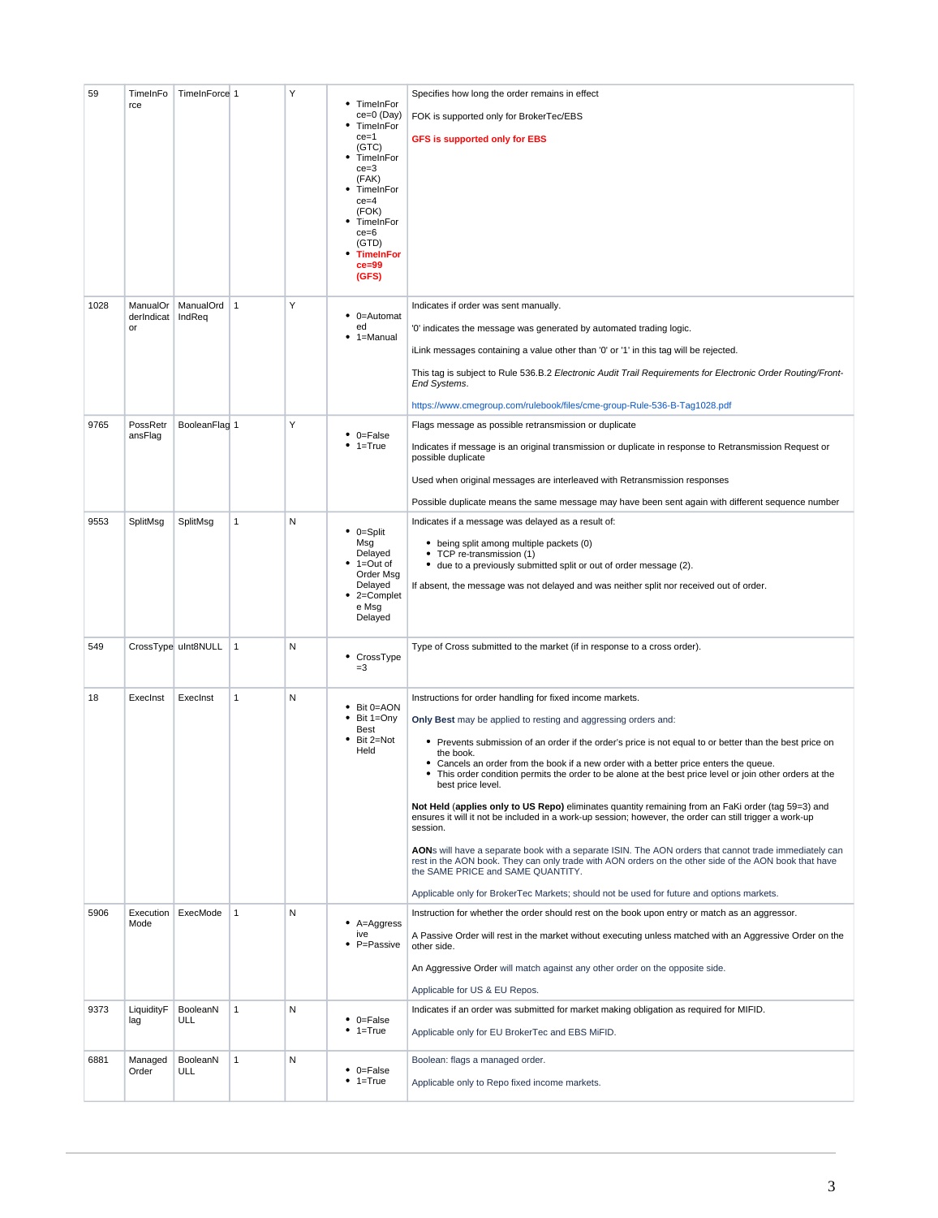| 59 | TimeInForce | TimeInForce | 1 | Y | <ul><li>TimeInForce=0 (Day)</li><li>TimeInForce=1 (GTC)</li><li>TimeInForce=3 (FAK)</li><li>TimeInForce=4 (FOK)</li><li>TimeInForce=6 (GTD)</li><li>**TimeInForce=99 (GFS)**</li></ul> | Specifies how long the order remains in effect<br><br>FOK is supported only for BrokerTec/EBS<br><br>**GFS is supported only for EBS** |
|---|---|---|---|---|---|---|
| 1028 | ManualOrderIndicator | ManualOrdIndReq | 1 | Y | <ul><li>0=Automated</li><li>1=Manual</li></ul> | Indicates if order was sent manually.<br><br>'0' indicates the message was generated by automated trading logic.<br><br>iLink messages containing a value other than '0' or '1' in this tag will be rejected.<br><br>This tag is subject to Rule 536.B.2 *Electronic Audit Trail Requirements for Electronic Order Routing/Front-End Systems*.<br><br>https://www.cmegroup.com/rulebook/files/cme-group-Rule-536-B-Tag1028.pdf |
| 9765 | PossRetransFlag | BooleanFlag | 1 | Y | <ul><li>0=False</li><li>1=True</li></ul> | Flags message as possible retransmission or duplicate<br><br>Indicates if message is an original transmission or duplicate in response to Retransmission Request or possible duplicate<br><br>Used when original messages are interleaved with Retransmission responses<br><br>Possible duplicate means the same message may have been sent again with different sequence number |
| 9553 | SplitMsg | SplitMsg | 1 | N | <ul><li>0=Split Msg Delayed</li><li>1=Out of Order Msg Delayed</li><li>2=Complete Msg Delayed</li></ul> | Indicates if a message was delayed as a result of:<ul><li>being split among multiple packets (0)</li><li>TCP re-transmission (1)</li><li>due to a previously submitted split or out of order message (2).</li></ul>If absent, the message was not delayed and was neither split nor received out of order. |
| 549 | CrossType | uInt8NULL | 1 | N | <ul><li>CrossType=3</li></ul> | Type of Cross submitted to the market (if in response to a cross order). |
| 18 | ExecInst | ExecInst | 1 | N | <ul><li>Bit 0=AON</li><li>Bit 1=Only Best</li><li>Bit 2=Not Held</li></ul> | Instructions for order handling for fixed income markets.<br><br>**Only Best** may be applied to resting and aggressing orders and:<ul><li>Prevents submission of an order if the order's price is not equal to or better than the best price on the book.</li><li>Cancels an order from the book if a new order with a better price enters the queue.</li><li>This order condition permits the order to be alone at the best price level or join other orders at the best price level.</li></ul>**Not Held (applies only to US Repo)** eliminates quantity remaining from an FaKi order (tag 59=3) and ensures it will it not be included in a work-up session; however, the order can still trigger a work-up session.<br><br>**AON**s will have a separate book with a separate ISIN. The AON orders that cannot trade immediately can rest in the AON book. They can only trade with AON orders on the other side of the AON book that have the SAME PRICE and SAME QUANTITY.<br><br>Applicable only for BrokerTec Markets; should not be used for future and options markets. |
| 5906 | ExecutionMode | ExecMode | 1 | N | <ul><li>A=Aggressive</li><li>P=Passive</li></ul> | Instruction for whether the order should rest on the book upon entry or match as an aggressor.<br><br>A Passive Order will rest in the market without executing unless matched with an Aggressive Order on the other side.<br><br>An Aggressive Order will match against any other order on the opposite side.<br><br>Applicable for US & EU Repos. |
| 9373 | LiquidityFlag | BooleanNULL | 1 | N | <ul><li>0=False</li><li>1=True</li></ul> | Indicates if an order was submitted for market making obligation as required for MIFID.<br><br>Applicable only for EU BrokerTec and EBS MiFID. |
| 6881 | ManagedOrder | BooleanNULL | 1 | N | <ul><li>0=False</li><li>1=True</li></ul> | Boolean: flags a managed order.<br><br>Applicable only to Repo fixed income markets. |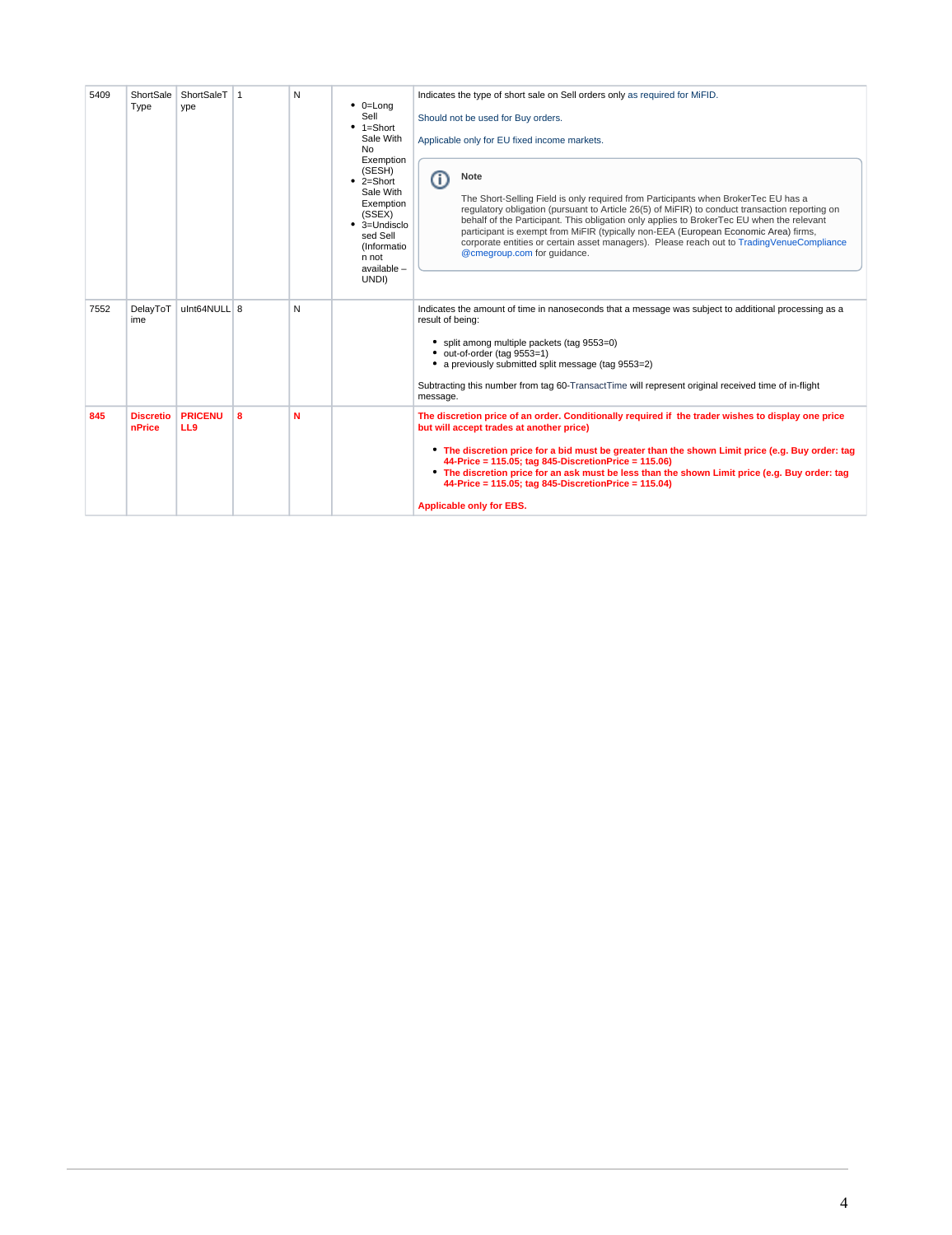| | | | | | | |
|---|---|---|---|---|---|---|
| 5409 | ShortSaleType | ShortSaleType | 1 | N | <ul><li>0=Long Sell</li><li>1=Short Sale With No Exemption (SESH)</li><li>2=Short Sale With Exemption (SSEX)</li><li>3=Undisclosed Sell (Information not available – UNDI)</li></ul> | Indicates the type of short sale on Sell orders only as required for MiFID.<br><br>Should not be used for Buy orders.<br><br>Applicable only for EU fixed income markets.<br><br>**Note**<br><br>The Short-Selling Field is only required from Participants when BrokerTec EU has a regulatory obligation (pursuant to Article 26(5) of MiFIR) to conduct transaction reporting on behalf of the Participant. This obligation only applies to BrokerTec EU when the relevant participant is exempt from MiFIR (typically non-EEA (European Economic Area) firms, corporate entities or certain asset managers). Please reach out to TradingVenueCompliance@cmegroup.com for guidance. |
| 7552 | DelayToTime | uInt64NULL | 8 | N | | Indicates the amount of time in nanoseconds that a message was subject to additional processing as a result of being:<br><ul><li>split among multiple packets (tag 9553=0)</li><li>out-of-order (tag 9553=1)</li><li>a previously submitted split message (tag 9553=2)</li></ul>Subtracting this number from tag 60-TransactTime will represent original received time of in-flight message. |
| **845** | **DiscretionPrice** | **PRICENULL9** | **8** | **N** | | **The discretion price of an order. Conditionally required if the trader wishes to display one price but will accept trades at another price)**<br><ul><li>**The discretion price for a bid must be greater than the shown Limit price (e.g. Buy order: tag 44-Price = 115.05; tag 845-DiscretionPrice = 115.06)**</li><li>**The discretion price for an ask must be less than the shown Limit price (e.g. Buy order: tag 44-Price = 115.05; tag 845-DiscretionPrice = 115.04)**</li></ul>**Applicable only for EBS.** |